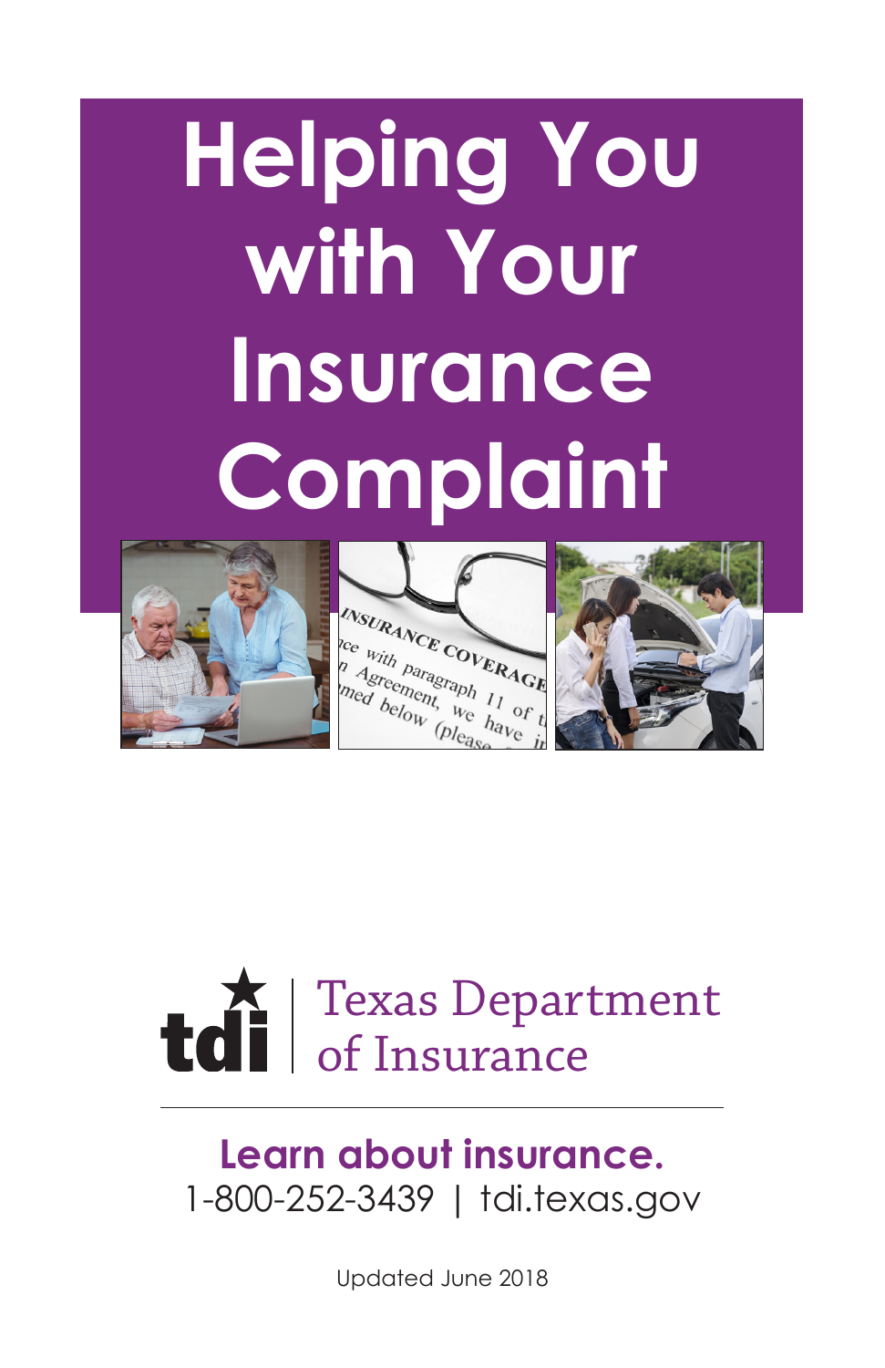# Helping You with Your Insurance Complaint

Texas Department of Insurance

**Learn about insurance.**

1-800-252-3439 | tdi.texas.gov

Updated June 2018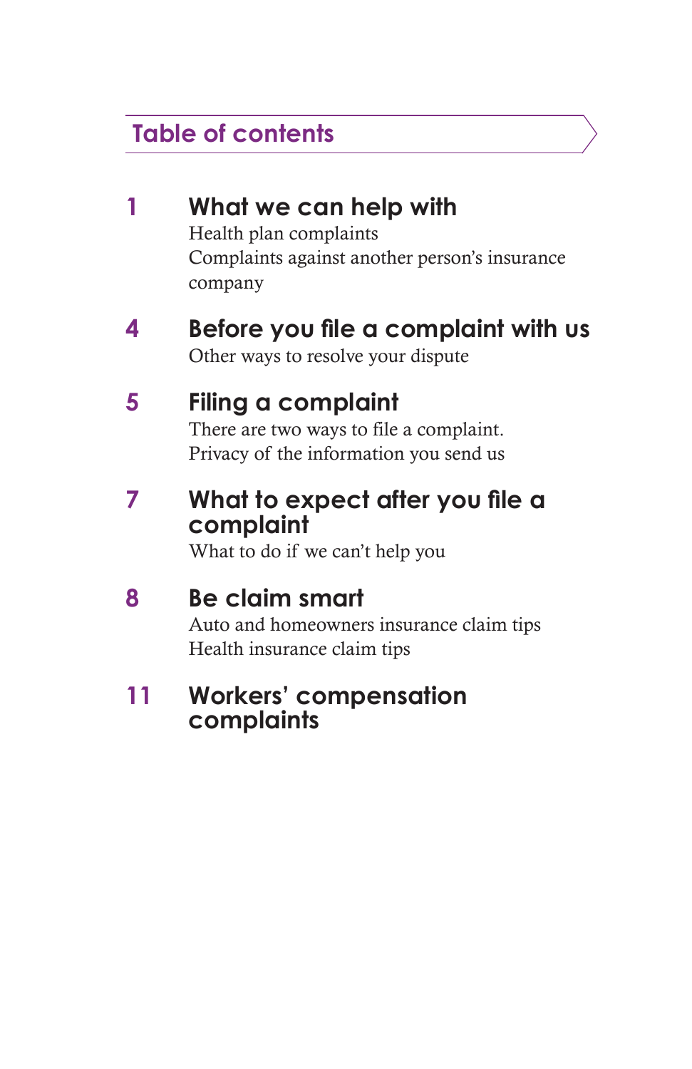## Table of contents

**1** **What we can help with**
Health plan complaints
Complaints against another person's insurance company

**4** **Before you file a complaint with us**
Other ways to resolve your dispute

**5** **Filing a complaint**
There are two ways to file a complaint.
Privacy of the information you send us

**7** **What to expect after you file a complaint**
What to do if we can't help you

**8** **Be claim smart**
Auto and homeowners insurance claim tips
Health insurance claim tips

**11** **Workers' compensation complaints**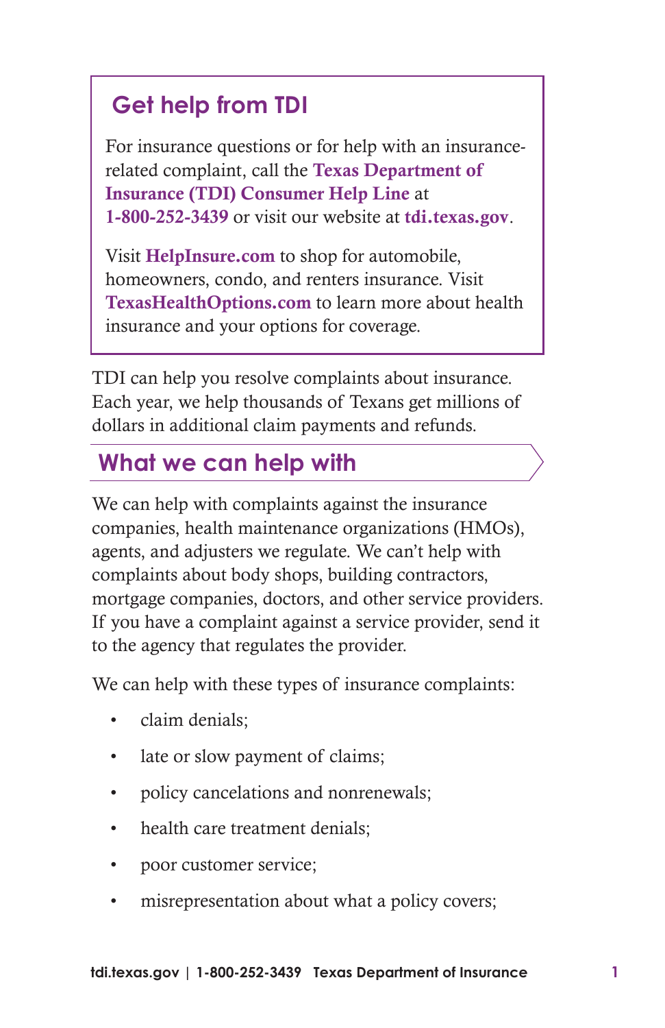## Get help from TDI

For insurance questions or for help with an insurance-related complaint, call the **Texas Department of Insurance (TDI) Consumer Help Line** at **1-800-252-3439** or visit our website at **tdi.texas.gov**.

Visit **HelpInsure.com** to shop for automobile, homeowners, condo, and renters insurance. Visit **TexasHealthOptions.com** to learn more about health insurance and your options for coverage.

TDI can help you resolve complaints about insurance. Each year, we help thousands of Texans get millions of dollars in additional claim payments and refunds.

## What we can help with

We can help with complaints against the insurance companies, health maintenance organizations (HMOs), agents, and adjusters we regulate. We can't help with complaints about body shops, building contractors, mortgage companies, doctors, and other service providers. If you have a complaint against a service provider, send it to the agency that regulates the provider.

We can help with these types of insurance complaints:

- claim denials;
- late or slow payment of claims;
- policy cancelations and nonrenewals;
- health care treatment denials;
- poor customer service;
- misrepresentation about what a policy covers;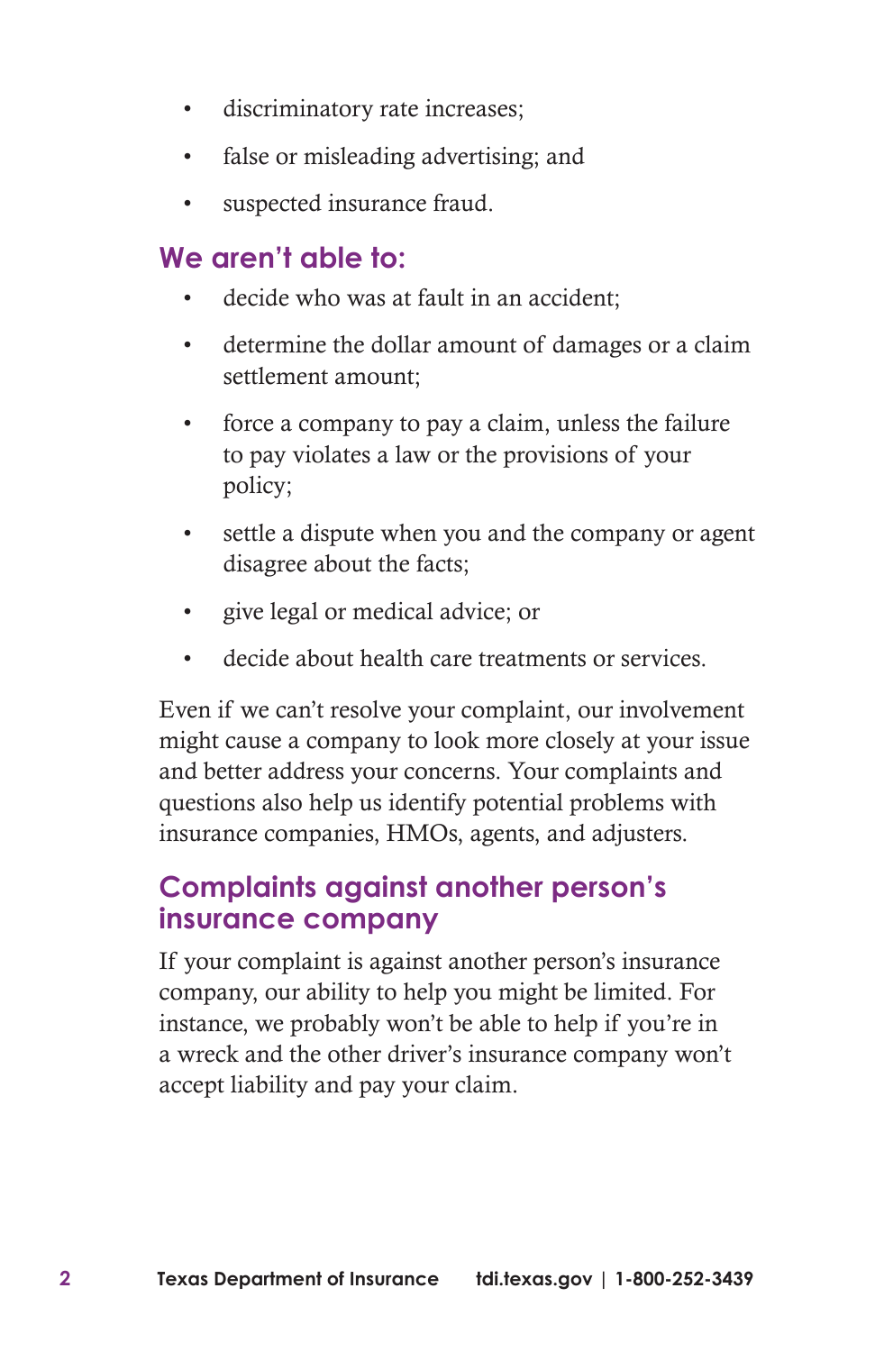- discriminatory rate increases;
- false or misleading advertising; and
- suspected insurance fraud.

## We aren't able to:

- decide who was at fault in an accident;
- determine the dollar amount of damages or a claim settlement amount;
- force a company to pay a claim, unless the failure to pay violates a law or the provisions of your policy;
- settle a dispute when you and the company or agent disagree about the facts;
- give legal or medical advice; or
- decide about health care treatments or services.

Even if we can't resolve your complaint, our involvement might cause a company to look more closely at your issue and better address your concerns. Your complaints and questions also help us identify potential problems with insurance companies, HMOs, agents, and adjusters.

## Complaints against another person's insurance company

If your complaint is against another person's insurance company, our ability to help you might be limited. For instance, we probably won't be able to help if you're in a wreck and the other driver's insurance company won't accept liability and pay your claim.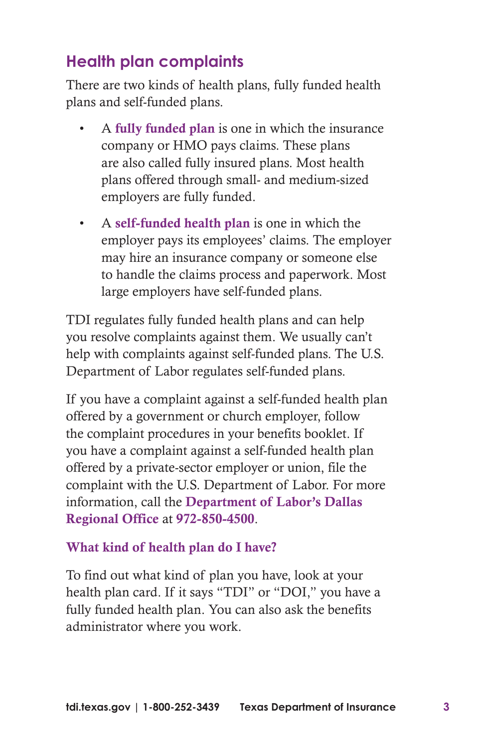## Health plan complaints

There are two kinds of health plans, fully funded health plans and self-funded plans.

- A **fully funded plan** is one in which the insurance company or HMO pays claims. These plans are also called fully insured plans. Most health plans offered through small- and medium-sized employers are fully funded.
- A **self-funded health plan** is one in which the employer pays its employees' claims. The employer may hire an insurance company or someone else to handle the claims process and paperwork. Most large employers have self-funded plans.

TDI regulates fully funded health plans and can help you resolve complaints against them. We usually can't help with complaints against self-funded plans. The U.S. Department of Labor regulates self-funded plans.

If you have a complaint against a self-funded health plan offered by a government or church employer, follow the complaint procedures in your benefits booklet. If you have a complaint against a self-funded health plan offered by a private-sector employer or union, file the complaint with the U.S. Department of Labor. For more information, call the **Department of Labor's Dallas Regional Office** at **972-850-4500**.

### What kind of health plan do I have?

To find out what kind of plan you have, look at your health plan card. If it says "TDI" or "DOI," you have a fully funded health plan. You can also ask the benefits administrator where you work.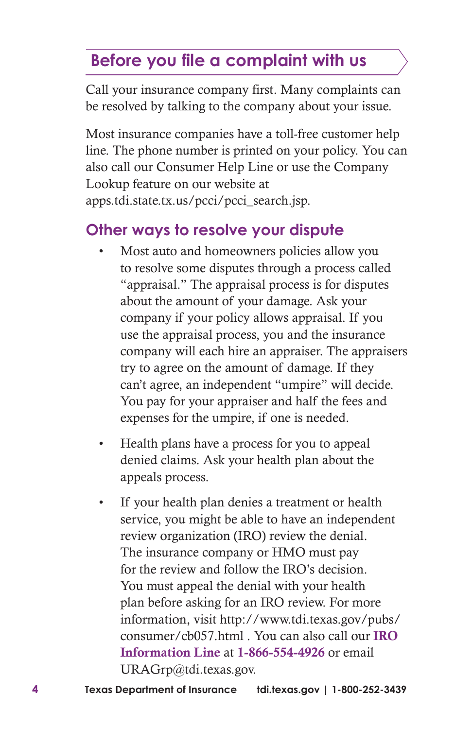## Before you file a complaint with us

Call your insurance company first. Many complaints can be resolved by talking to the company about your issue.

Most insurance companies have a toll-free customer help line. The phone number is printed on your policy. You can also call our Consumer Help Line or use the Company Lookup feature on our website at apps.tdi.state.tx.us/pcci/pcci_search.jsp.

### Other ways to resolve your dispute

- Most auto and homeowners policies allow you to resolve some disputes through a process called "appraisal." The appraisal process is for disputes about the amount of your damage. Ask your company if your policy allows appraisal. If you use the appraisal process, you and the insurance company will each hire an appraiser. The appraisers try to agree on the amount of damage. If they can't agree, an independent "umpire" will decide. You pay for your appraiser and half the fees and expenses for the umpire, if one is needed.

- Health plans have a process for you to appeal denied claims. Ask your health plan about the appeals process.

- If your health plan denies a treatment or health service, you might be able to have an independent review organization (IRO) review the denial. The insurance company or HMO must pay for the review and follow the IRO's decision. You must appeal the denial with your health plan before asking for an IRO review. For more information, visit http://www.tdi.texas.gov/pubs/consumer/cb057.html . You can also call our **IRO Information Line** at **1-866-554-4926** or email URAGrp@tdi.texas.gov.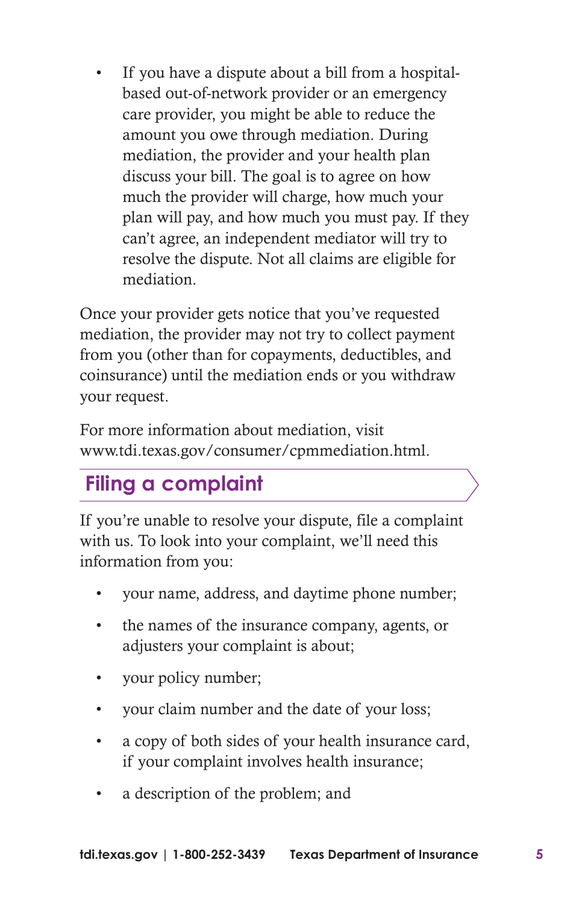- If you have a dispute about a bill from a hospital-based out-of-network provider or an emergency care provider, you might be able to reduce the amount you owe through mediation. During mediation, the provider and your health plan discuss your bill. The goal is to agree on how much the provider will charge, how much your plan will pay, and how much you must pay. If they can't agree, an independent mediator will try to resolve the dispute. Not all claims are eligible for mediation.

Once your provider gets notice that you've requested mediation, the provider may not try to collect payment from you (other than for copayments, deductibles, and coinsurance) until the mediation ends or you withdraw your request.

For more information about mediation, visit www.tdi.texas.gov/consumer/cpmmediation.html.

## Filing a complaint

If you're unable to resolve your dispute, file a complaint with us. To look into your complaint, we'll need this information from you:

- your name, address, and daytime phone number;
- the names of the insurance company, agents, or adjusters your complaint is about;
- your policy number;
- your claim number and the date of your loss;
- a copy of both sides of your health insurance card, if your complaint involves health insurance;
- a description of the problem; and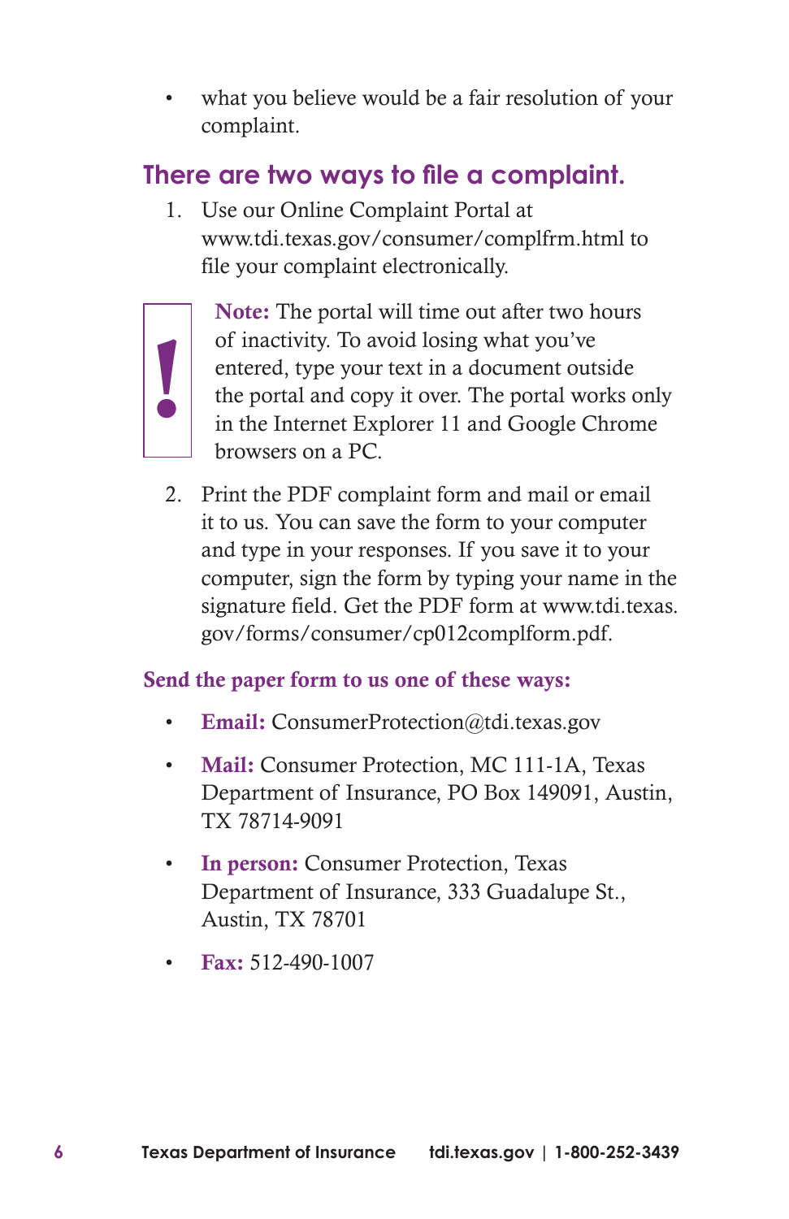- what you believe would be a fair resolution of your complaint.

## There are two ways to file a complaint.

1. Use our Online Complaint Portal at www.tdi.texas.gov/consumer/complfrm.html to file your complaint electronically.

> **Note:** The portal will time out after two hours of inactivity. To avoid losing what you've entered, type your text in a document outside the portal and copy it over. The portal works only in the Internet Explorer 11 and Google Chrome browsers on a PC.

2. Print the PDF complaint form and mail or email it to us. You can save the form to your computer and type in your responses. If you save it to your computer, sign the form by typing your name in the signature field. Get the PDF form at www.tdi.texas.gov/forms/consumer/cp012complform.pdf.

### Send the paper form to us one of these ways:

- **Email:** ConsumerProtection@tdi.texas.gov
- **Mail:** Consumer Protection, MC 111-1A, Texas Department of Insurance, PO Box 149091, Austin, TX 78714-9091
- **In person:** Consumer Protection, Texas Department of Insurance, 333 Guadalupe St., Austin, TX 78701
- **Fax:** 512-490-1007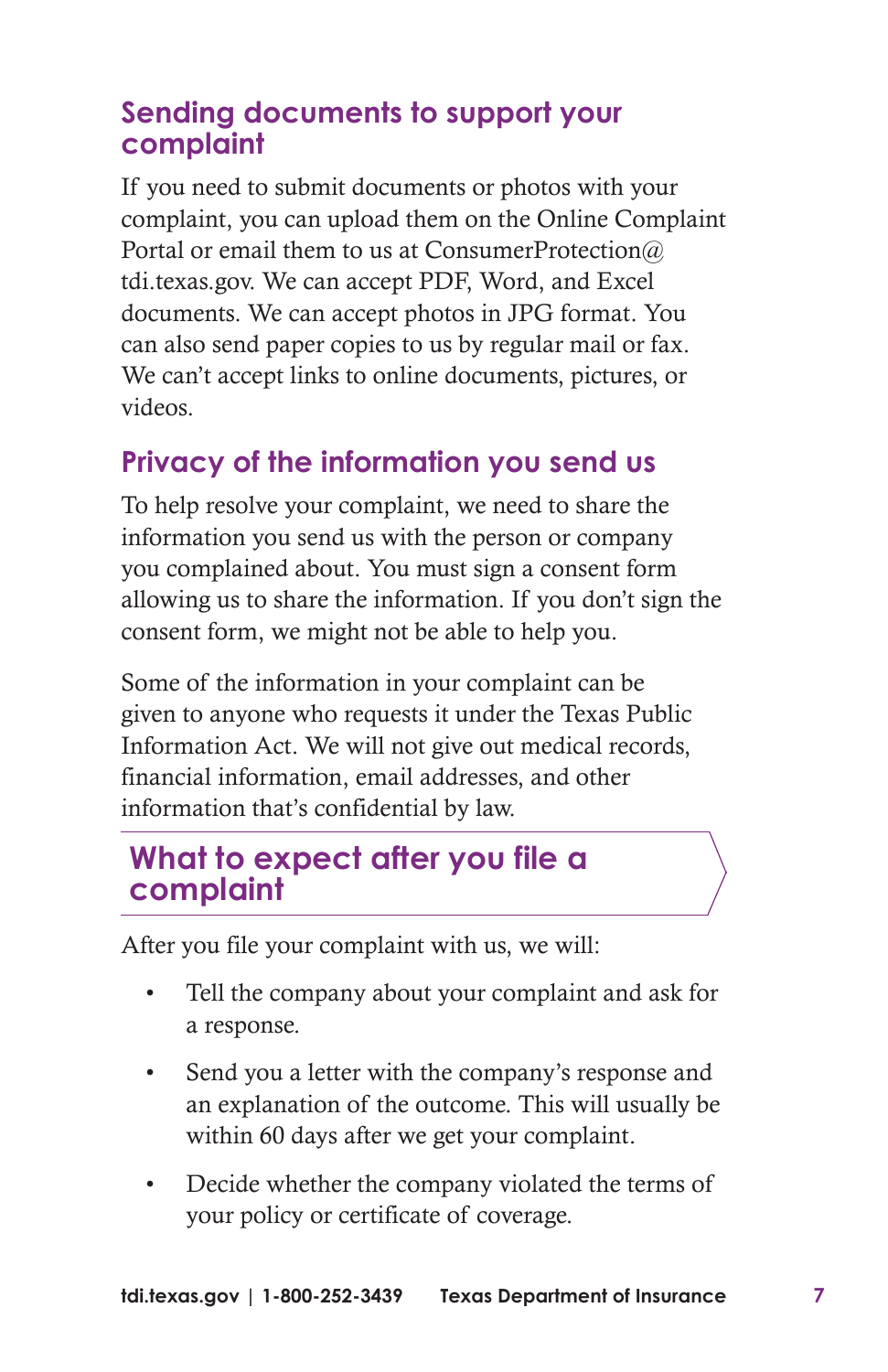## Sending documents to support your complaint

If you need to submit documents or photos with your complaint, you can upload them on the Online Complaint Portal or email them to us at ConsumerProtection@tdi.texas.gov. We can accept PDF, Word, and Excel documents. We can accept photos in JPG format. You can also send paper copies to us by regular mail or fax. We can't accept links to online documents, pictures, or videos.

## Privacy of the information you send us

To help resolve your complaint, we need to share the information you send us with the person or company you complained about. You must sign a consent form allowing us to share the information. If you don't sign the consent form, we might not be able to help you.

Some of the information in your complaint can be given to anyone who requests it under the Texas Public Information Act. We will not give out medical records, financial information, email addresses, and other information that's confidential by law.

## What to expect after you file a complaint

After you file your complaint with us, we will:

- Tell the company about your complaint and ask for a response.
- Send you a letter with the company's response and an explanation of the outcome. This will usually be within 60 days after we get your complaint.
- Decide whether the company violated the terms of your policy or certificate of coverage.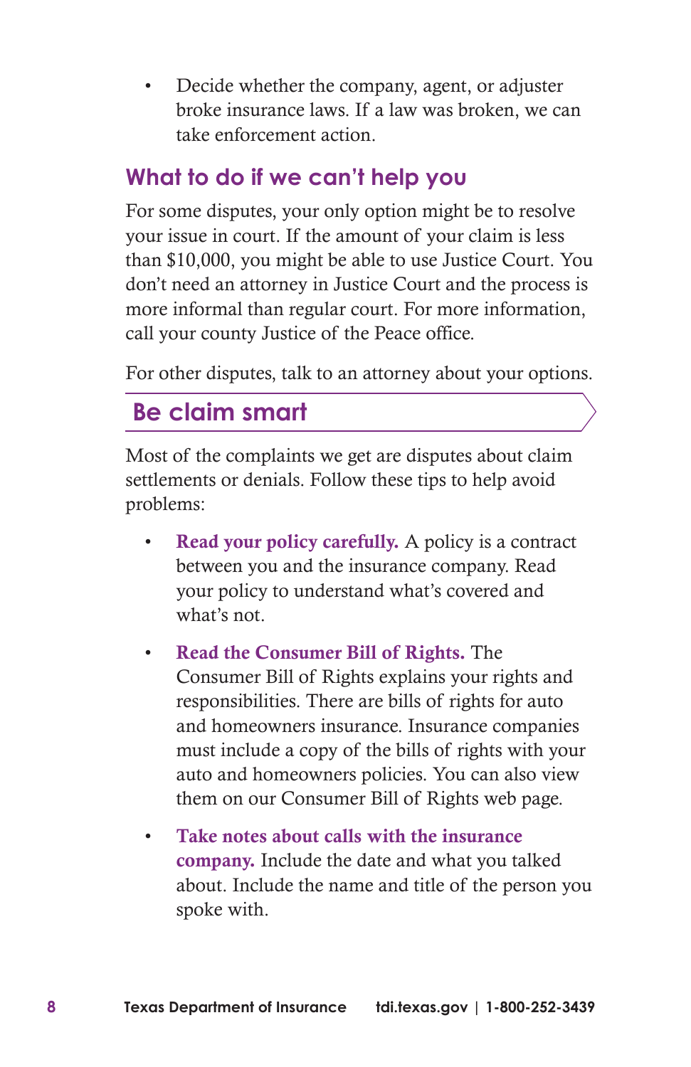- Decide whether the company, agent, or adjuster broke insurance laws. If a law was broken, we can take enforcement action.

## What to do if we can't help you

For some disputes, your only option might be to resolve your issue in court. If the amount of your claim is less than $10,000, you might be able to use Justice Court. You don't need an attorney in Justice Court and the process is more informal than regular court. For more information, call your county Justice of the Peace office.

For other disputes, talk to an attorney about your options.

## Be claim smart

Most of the complaints we get are disputes about claim settlements or denials. Follow these tips to help avoid problems:

- **Read your policy carefully.** A policy is a contract between you and the insurance company. Read your policy to understand what's covered and what's not.
- **Read the Consumer Bill of Rights.** The Consumer Bill of Rights explains your rights and responsibilities. There are bills of rights for auto and homeowners insurance. Insurance companies must include a copy of the bills of rights with your auto and homeowners policies. You can also view them on our Consumer Bill of Rights web page.
- **Take notes about calls with the insurance company.** Include the date and what you talked about. Include the name and title of the person you spoke with.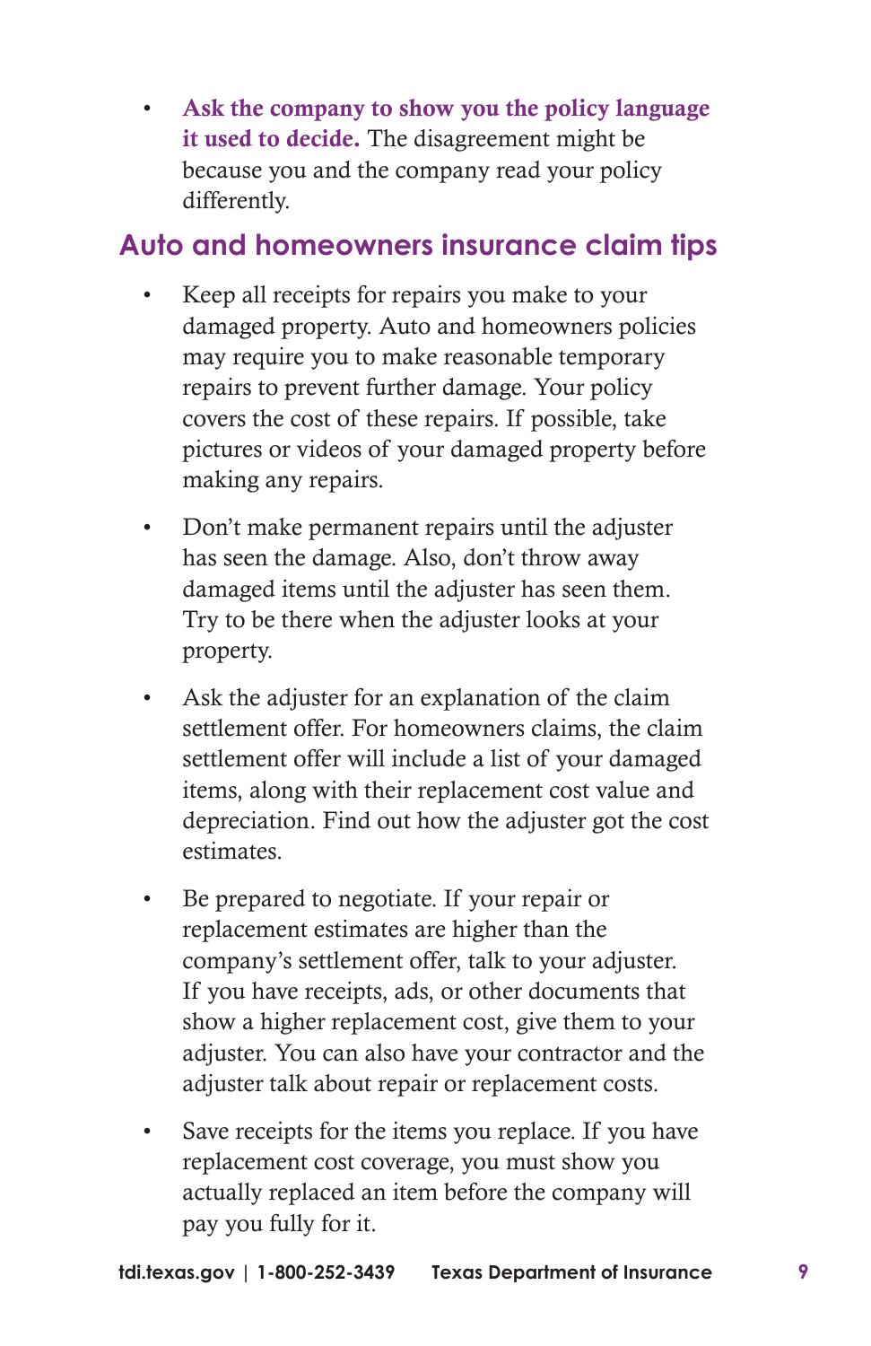- **Ask the company to show you the policy language it used to decide.** The disagreement might be because you and the company read your policy differently.

## Auto and homeowners insurance claim tips

- Keep all receipts for repairs you make to your damaged property. Auto and homeowners policies may require you to make reasonable temporary repairs to prevent further damage. Your policy covers the cost of these repairs. If possible, take pictures or videos of your damaged property before making any repairs.

- Don't make permanent repairs until the adjuster has seen the damage. Also, don't throw away damaged items until the adjuster has seen them. Try to be there when the adjuster looks at your property.

- Ask the adjuster for an explanation of the claim settlement offer. For homeowners claims, the claim settlement offer will include a list of your damaged items, along with their replacement cost value and depreciation. Find out how the adjuster got the cost estimates.

- Be prepared to negotiate. If your repair or replacement estimates are higher than the company's settlement offer, talk to your adjuster. If you have receipts, ads, or other documents that show a higher replacement cost, give them to your adjuster. You can also have your contractor and the adjuster talk about repair or replacement costs.

- Save receipts for the items you replace. If you have replacement cost coverage, you must show you actually replaced an item before the company will pay you fully for it.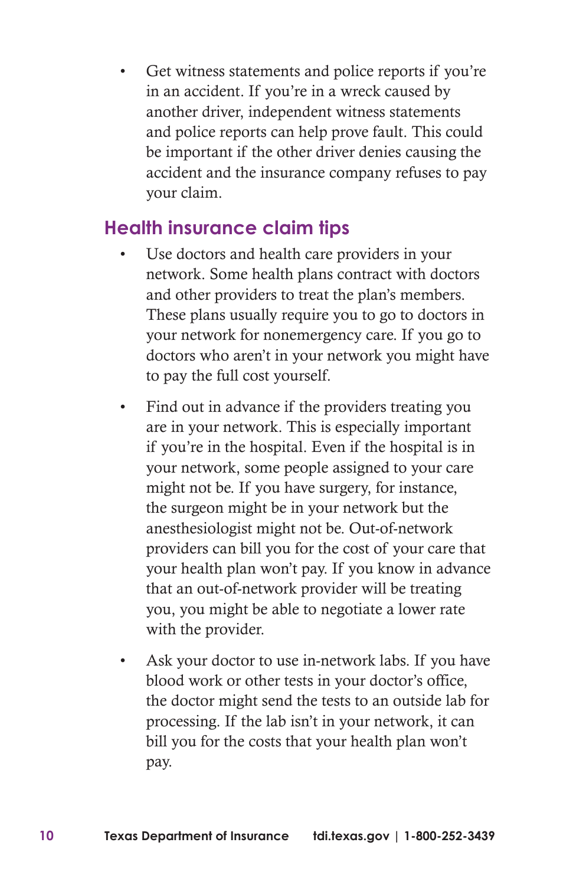- Get witness statements and police reports if you're in an accident. If you're in a wreck caused by another driver, independent witness statements and police reports can help prove fault. This could be important if the other driver denies causing the accident and the insurance company refuses to pay your claim.

## Health insurance claim tips

- Use doctors and health care providers in your network. Some health plans contract with doctors and other providers to treat the plan's members. These plans usually require you to go to doctors in your network for nonemergency care. If you go to doctors who aren't in your network you might have to pay the full cost yourself.

- Find out in advance if the providers treating you are in your network. This is especially important if you're in the hospital. Even if the hospital is in your network, some people assigned to your care might not be. If you have surgery, for instance, the surgeon might be in your network but the anesthesiologist might not be. Out-of-network providers can bill you for the cost of your care that your health plan won't pay. If you know in advance that an out-of-network provider will be treating you, you might be able to negotiate a lower rate with the provider.

- Ask your doctor to use in-network labs. If you have blood work or other tests in your doctor's office, the doctor might send the tests to an outside lab for processing. If the lab isn't in your network, it can bill you for the costs that your health plan won't pay.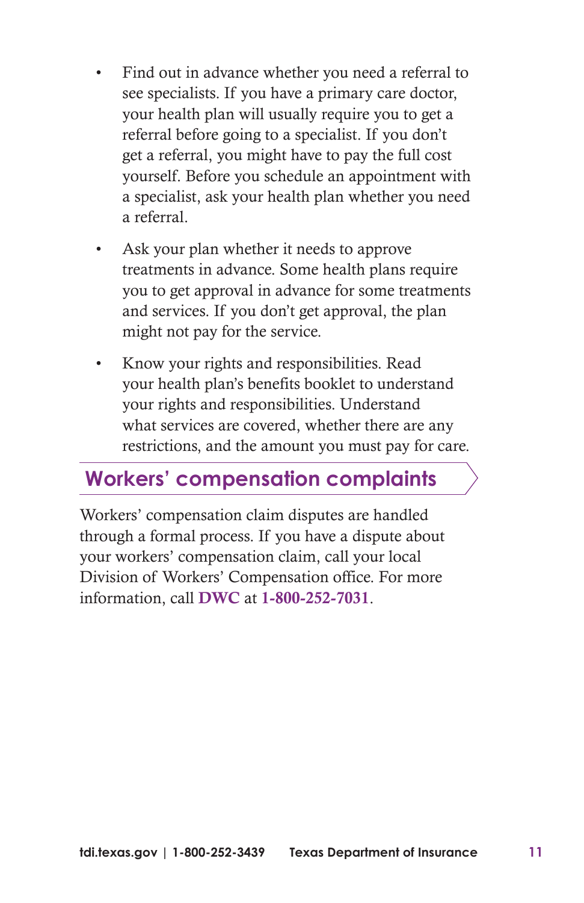- Find out in advance whether you need a referral to see specialists. If you have a primary care doctor, your health plan will usually require you to get a referral before going to a specialist. If you don't get a referral, you might have to pay the full cost yourself. Before you schedule an appointment with a specialist, ask your health plan whether you need a referral.

- Ask your plan whether it needs to approve treatments in advance. Some health plans require you to get approval in advance for some treatments and services. If you don't get approval, the plan might not pay for the service.

- Know your rights and responsibilities. Read your health plan's benefits booklet to understand your rights and responsibilities. Understand what services are covered, whether there are any restrictions, and the amount you must pay for care.

## Workers' compensation complaints

Workers' compensation claim disputes are handled through a formal process. If you have a dispute about your workers' compensation claim, call your local Division of Workers' Compensation office. For more information, call **DWC** at **1-800-252-7031**.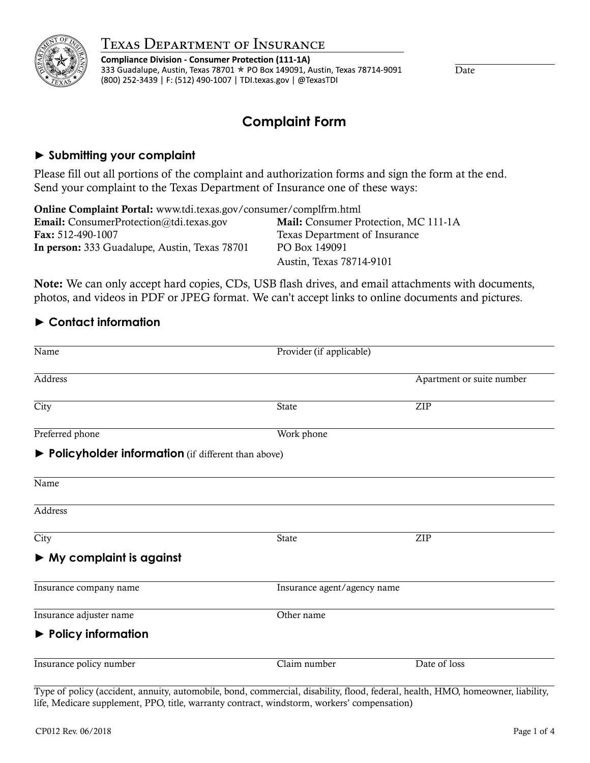# Texas Department of Insurance

**Compliance Division - Consumer Protection (111-1A)**
333 Guadalupe, Austin, Texas 78701 ☆ PO Box 149091, Austin, Texas 78714-9091
(800) 252-3439 | F: (512) 490-1007 | TDI.texas.gov | @TexasTDI

Date

## Complaint Form

### ► Submitting your complaint

Please fill out all portions of the complaint and authorization forms and sign the form at the end. Send your complaint to the Texas Department of Insurance one of these ways:

**Online Complaint Portal:** www.tdi.texas.gov/consumer/complfrm.html
**Email:** ConsumerProtection@tdi.texas.gov
**Fax:** 512-490-1007
**In person:** 333 Guadalupe, Austin, Texas 78701

**Mail:** Consumer Protection, MC 111-1A
Texas Department of Insurance
PO Box 149091
Austin, Texas 78714-9101

**Note:** We can only accept hard copies, CDs, USB flash drives, and email attachments with documents, photos, and videos in PDF or JPEG format. We can't accept links to online documents and pictures.

### ► Contact information

| Name | Provider (if applicable) | |
|---|---|---|
| Address | | Apartment or suite number |
| City | State | ZIP |
| Preferred phone | Work phone | |

### ► Policyholder information (if different than above)

| Name | | |
|---|---|---|
| Address | | |
| City | State | ZIP |

### ► My complaint is against

| Insurance company name | Insurance agent/agency name |
|---|---|
| Insurance adjuster name | Other name |

### ► Policy information

| Insurance policy number | Claim number | Date of loss |
|---|---|---|

Type of policy (accident, annuity, automobile, bond, commercial, disability, flood, federal, health, HMO, homeowner, liability, life, Medicare supplement, PPO, title, warranty contract, windstorm, workers' compensation)

CP012 Rev. 06/2018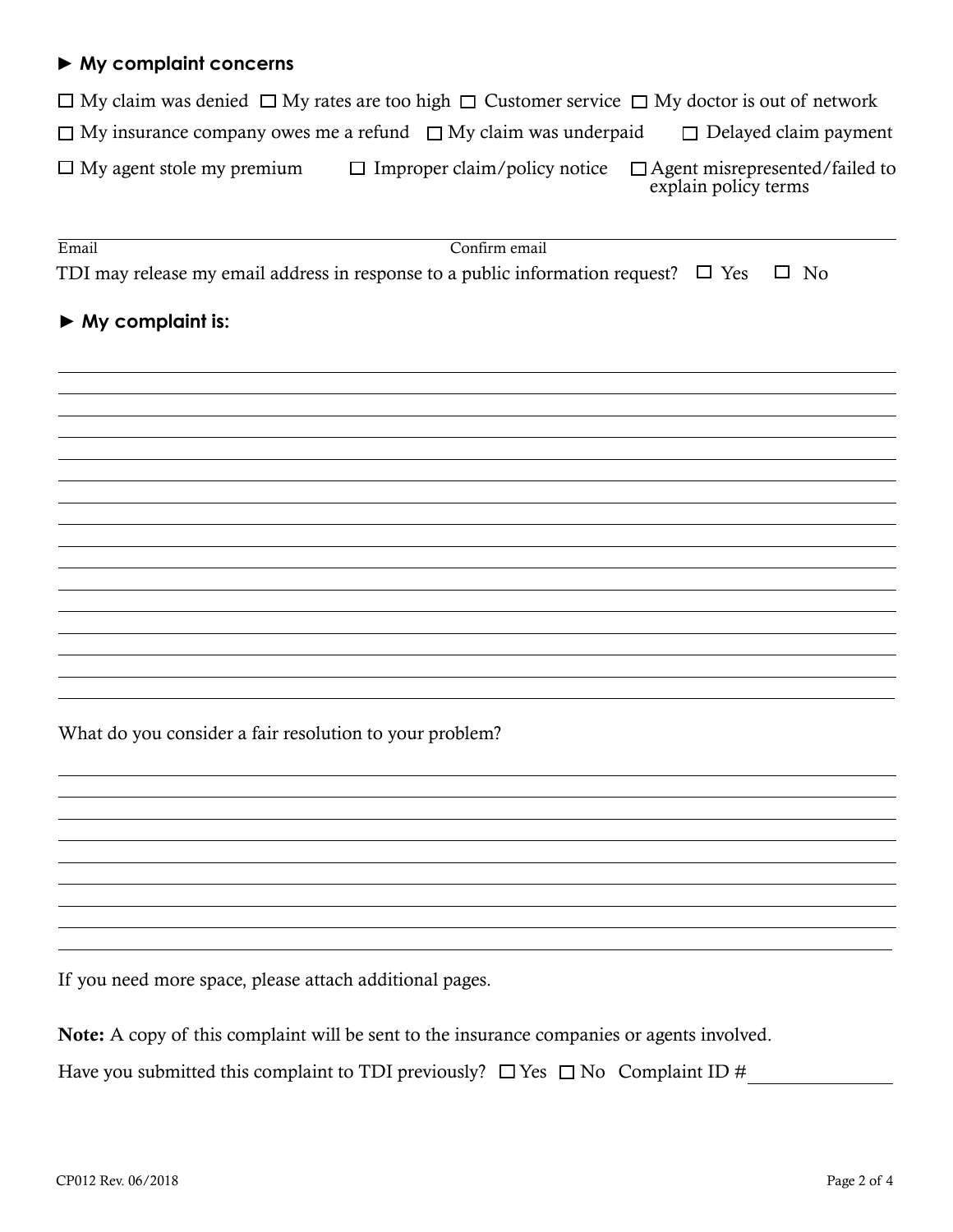### ► My complaint concerns

☐ My claim was denied ☐ My rates are too high ☐ Customer service ☐ My doctor is out of network

☐ My insurance company owes me a refund ☐ My claim was underpaid ☐ Delayed claim payment

☐ My agent stole my premium ☐ Improper claim/policy notice ☐ Agent misrepresented/failed to explain policy terms

Email ____________________ Confirm email ____________________

TDI may release my email address in response to a public information request? ☐ Yes ☐ No

### ► My complaint is:

_______________________________________________

_______________________________________________

_______________________________________________

_______________________________________________

_______________________________________________

_______________________________________________

_______________________________________________

_______________________________________________

_______________________________________________

_______________________________________________

_______________________________________________

_______________________________________________

_______________________________________________

_______________________________________________

_______________________________________________

_______________________________________________

What do you consider a fair resolution to your problem?

_______________________________________________

_______________________________________________

_______________________________________________

_______________________________________________

_______________________________________________

_______________________________________________

_______________________________________________

_______________________________________________

If you need more space, please attach additional pages.

**Note:** A copy of this complaint will be sent to the insurance companies or agents involved.

Have you submitted this complaint to TDI previously? ☐ Yes ☐ No Complaint ID # ____________

CP012 Rev. 06/2018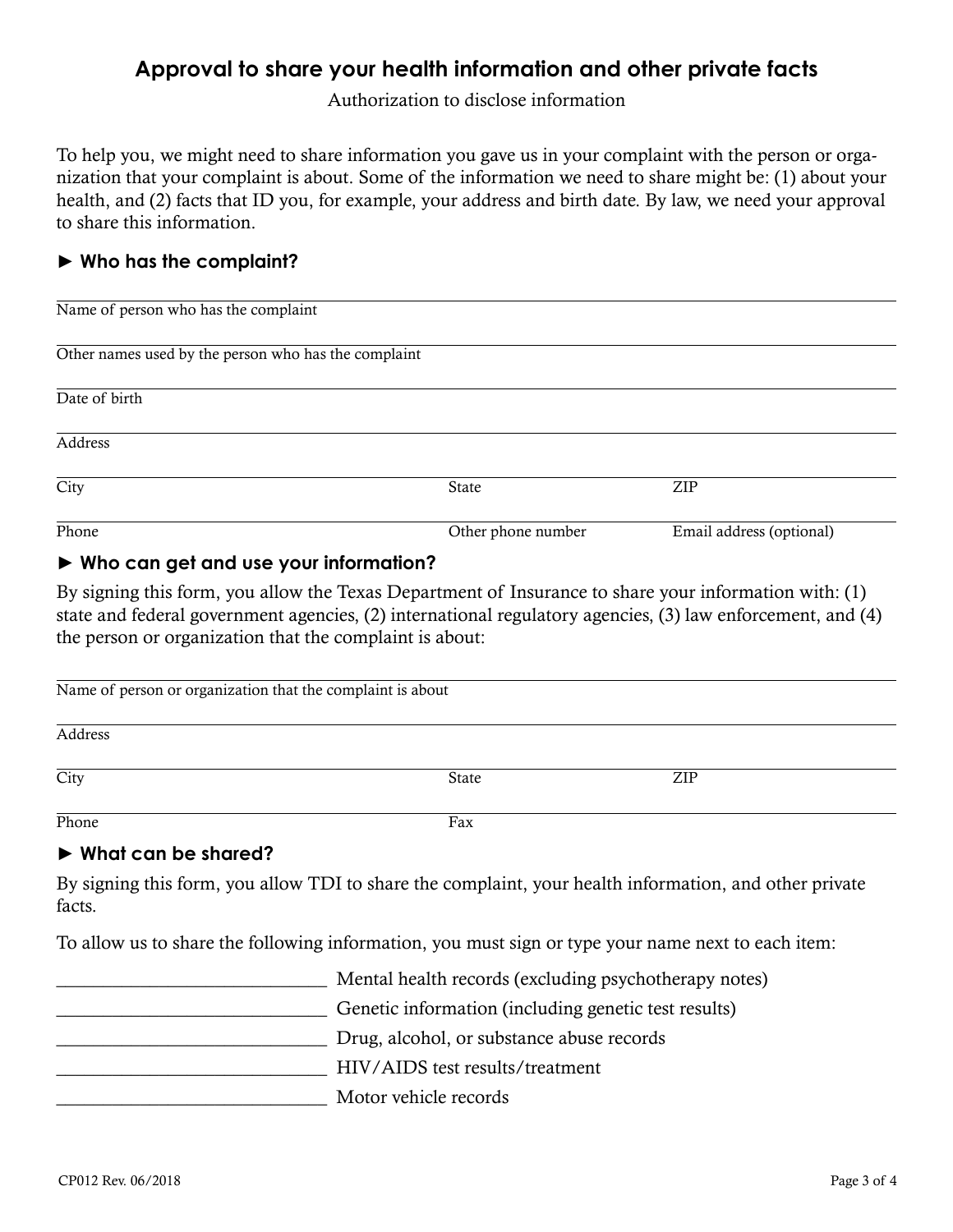# Approval to share your health information and other private facts

Authorization to disclose information

To help you, we might need to share information you gave us in your complaint with the person or organization that your complaint is about. Some of the information we need to share might be: (1) about your health, and (2) facts that ID you, for example, your address and birth date. By law, we need your approval to share this information.

## ► Who has the complaint?

Name of person who has the complaint

Other names used by the person who has the complaint

Date of birth

Address

| City | State | ZIP |
|---|---|---|
| Phone | Other phone number | Email address (optional) |

## ► Who can get and use your information?

By signing this form, you allow the Texas Department of Insurance to share your information with: (1) state and federal government agencies, (2) international regulatory agencies, (3) law enforcement, and (4) the person or organization that the complaint is about:

Name of person or organization that the complaint is about

Address

| City | State | ZIP |
|---|---|---|
| Phone | Fax | |

## ► What can be shared?

By signing this form, you allow TDI to share the complaint, your health information, and other private facts.

To allow us to share the following information, you must sign or type your name next to each item:

_____________________________ Mental health records (excluding psychotherapy notes)

_____________________________ Genetic information (including genetic test results)

_____________________________ Drug, alcohol, or substance abuse records

_____________________________ HIV/AIDS test results/treatment

_____________________________ Motor vehicle records

CP012 Rev. 06/2018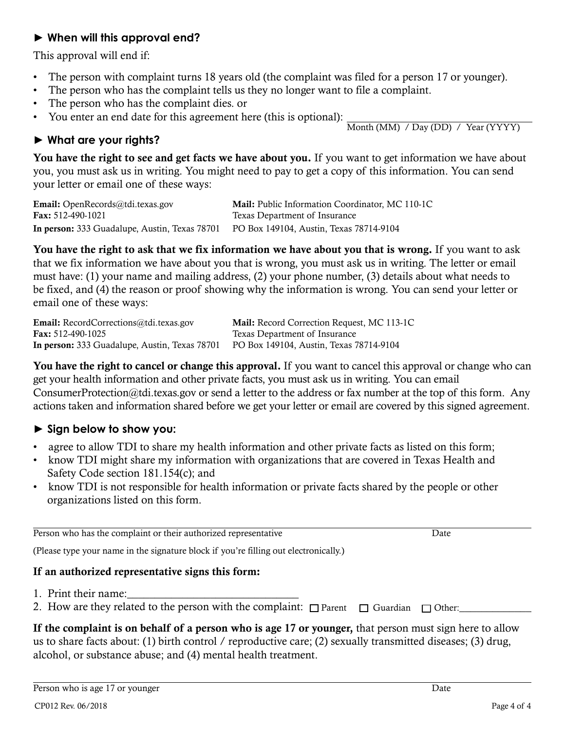### ► When will this approval end?

This approval will end if:

- The person with complaint turns 18 years old (the complaint was filed for a person 17 or younger).
- The person who has the complaint tells us they no longer want to file a complaint.
- The person who has the complaint dies. or
- You enter an end date for this agreement here (this is optional): ______________________
  Month (MM) / Day (DD) / Year (YYYY)

### ► What are your rights?

**You have the right to see and get facts we have about you.** If you want to get information we have about you, you must ask us in writing. You might need to pay to get a copy of this information. You can send your letter or email one of these ways:

**Email:** OpenRecords@tdi.texas.gov
**Fax:** 512-490-1021
**In person:** 333 Guadalupe, Austin, Texas 78701

**Mail:** Public Information Coordinator, MC 110-1C
Texas Department of Insurance
PO Box 149104, Austin, Texas 78714-9104

**You have the right to ask that we fix information we have about you that is wrong.** If you want to ask that we fix information we have about you that is wrong, you must ask us in writing. The letter or email must have: (1) your name and mailing address, (2) your phone number, (3) details about what needs to be fixed, and (4) the reason or proof showing why the information is wrong. You can send your letter or email one of these ways:

**Email:** RecordCorrections@tdi.texas.gov
**Fax:** 512-490-1025
**In person:** 333 Guadalupe, Austin, Texas 78701

**Mail:** Record Correction Request, MC 113-1C
Texas Department of Insurance
PO Box 149104, Austin, Texas 78714-9104

**You have the right to cancel or change this approval.** If you want to cancel this approval or change who can get your health information and other private facts, you must ask us in writing. You can email ConsumerProtection@tdi.texas.gov or send a letter to the address or fax number at the top of this form. Any actions taken and information shared before we get your letter or email are covered by this signed agreement.

### ► Sign below to show you:

- agree to allow TDI to share my health information and other private facts as listed on this form;
- know TDI might share my information with organizations that are covered in Texas Health and Safety Code section 181.154(c); and
- know TDI is not responsible for health information or private facts shared by the people or other organizations listed on this form.

______________________________________________________________________________
Person who has the complaint or their authorized representative — Date

(Please type your name in the signature block if you're filling out electronically.)

**If an authorized representative signs this form:**

1. Print their name:______________________________
2. How are they related to the person with the complaint: ☐ Parent ☐ Guardian ☐ Other:______________

**If the complaint is on behalf of a person who is age 17 or younger,** that person must sign here to allow us to share facts about: (1) birth control / reproductive care; (2) sexually transmitted diseases; (3) drug, alcohol, or substance abuse; and (4) mental health treatment.

______________________________________________________________________________
Person who is age 17 or younger — Date

CP012 Rev. 06/2018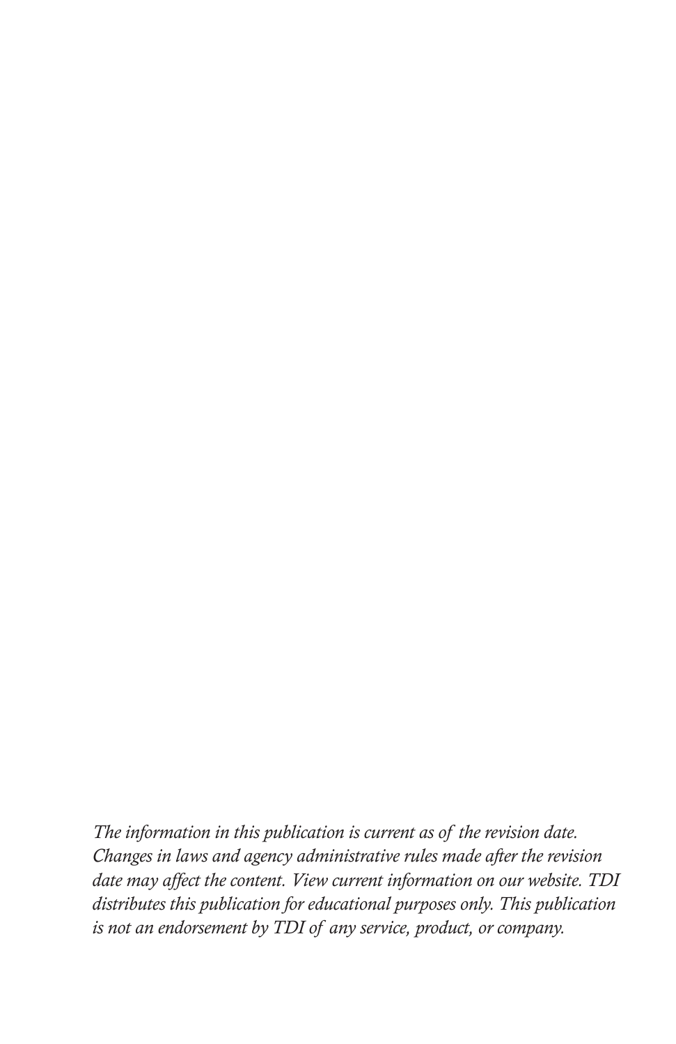*The information in this publication is current as of the revision date. Changes in laws and agency administrative rules made after the revision date may affect the content. View current information on our website. TDI distributes this publication for educational purposes only. This publication is not an endorsement by TDI of any service, product, or company.*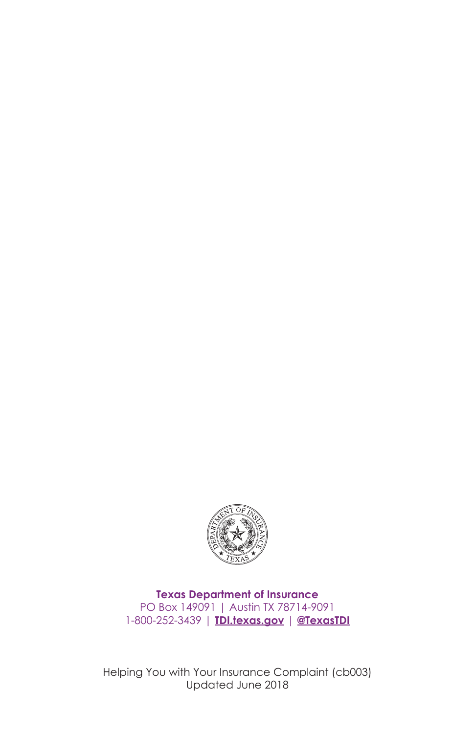**Texas Department of Insurance**
PO Box 149091 | Austin TX 78714-9091
1-800-252-3439 | **TDI.texas.gov** | **@TexasTDI**

Helping You with Your Insurance Complaint (cb003)
Updated June 2018